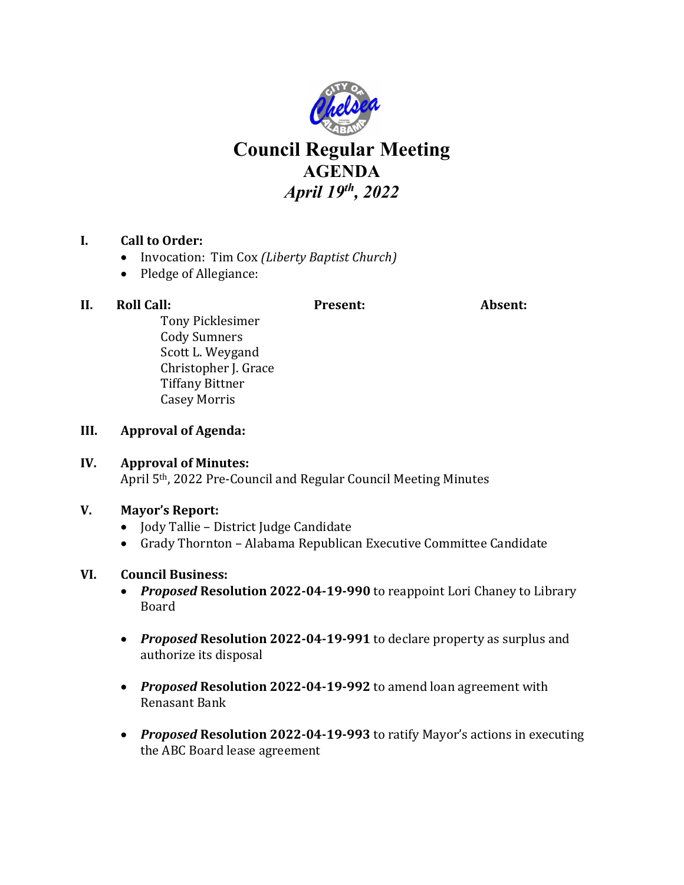# Council Regular Meeting

## AGENDA

### *April 19th, 2022*

**I. Call to Order:**

- Invocation: Tim Cox *(Liberty Baptist Church)*
- Pledge of Allegiance:

**II. Roll Call:** **Present:** **Absent:**

Tony Picklesimer
Cody Sumners
Scott L. Weygand
Christopher J. Grace
Tiffany Bittner
Casey Morris

**III. Approval of Agenda:**

**IV. Approval of Minutes:**

April 5th, 2022 Pre-Council and Regular Council Meeting Minutes

**V. Mayor's Report:**

- Jody Tallie – District Judge Candidate
- Grady Thornton – Alabama Republican Executive Committee Candidate

**VI. Council Business:**

- ***Proposed*** **Resolution 2022-04-19-990** to reappoint Lori Chaney to Library Board
- ***Proposed*** **Resolution 2022-04-19-991** to declare property as surplus and authorize its disposal
- ***Proposed*** **Resolution 2022-04-19-992** to amend loan agreement with Renasant Bank
- ***Proposed*** **Resolution 2022-04-19-993** to ratify Mayor's actions in executing the ABC Board lease agreement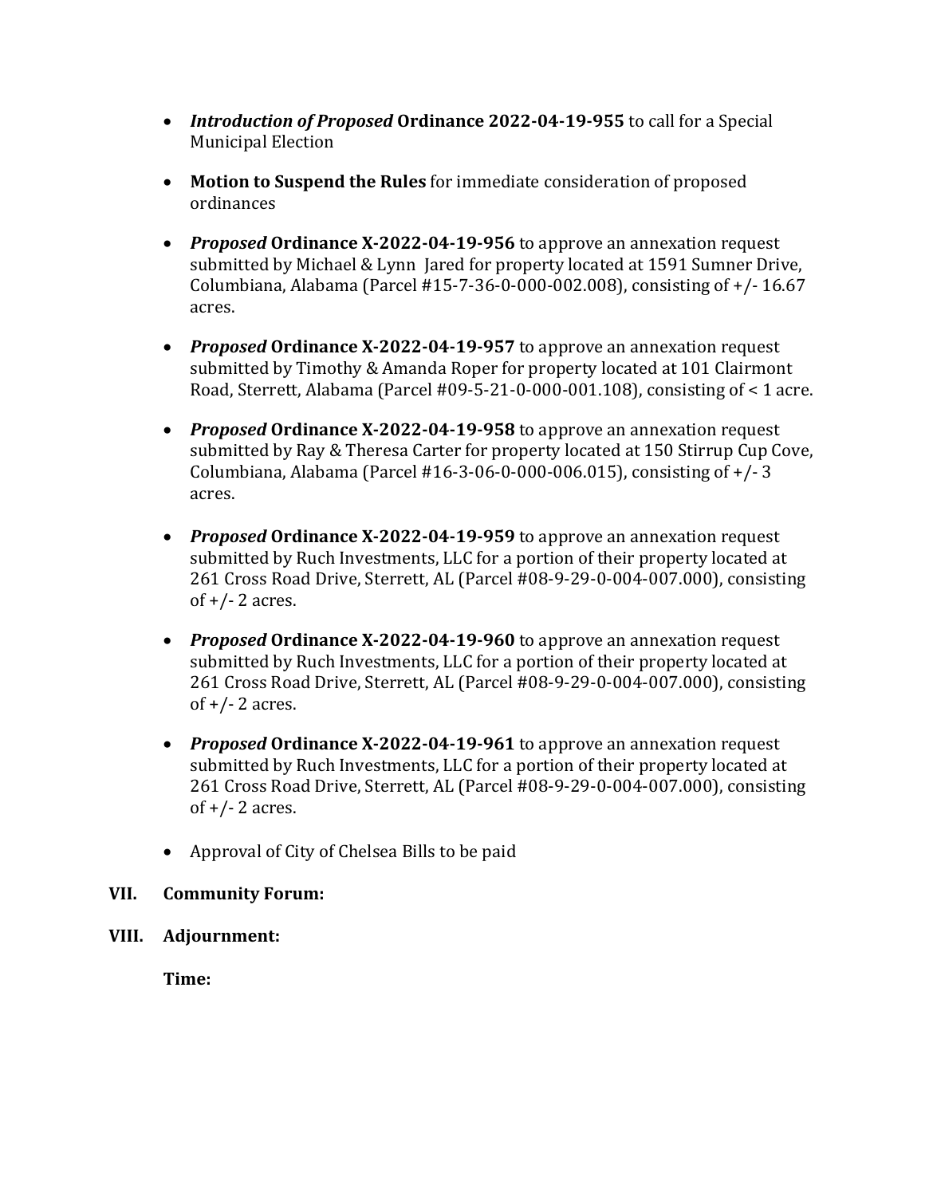- ***Introduction of Proposed* Ordinance 2022-04-19-955** to call for a Special Municipal Election

- **Motion to Suspend the Rules** for immediate consideration of proposed ordinances

- ***Proposed* Ordinance X-2022-04-19-956** to approve an annexation request submitted by Michael & Lynn Jared for property located at 1591 Sumner Drive, Columbiana, Alabama (Parcel #15-7-36-0-000-002.008), consisting of +/- 16.67 acres.

- ***Proposed* Ordinance X-2022-04-19-957** to approve an annexation request submitted by Timothy & Amanda Roper for property located at 101 Clairmont Road, Sterrett, Alabama (Parcel #09-5-21-0-000-001.108), consisting of < 1 acre.

- ***Proposed* Ordinance X-2022-04-19-958** to approve an annexation request submitted by Ray & Theresa Carter for property located at 150 Stirrup Cup Cove, Columbiana, Alabama (Parcel #16-3-06-0-000-006.015), consisting of +/- 3 acres.

- ***Proposed* Ordinance X-2022-04-19-959** to approve an annexation request submitted by Ruch Investments, LLC for a portion of their property located at 261 Cross Road Drive, Sterrett, AL (Parcel #08-9-29-0-004-007.000), consisting of +/- 2 acres.

- ***Proposed* Ordinance X-2022-04-19-960** to approve an annexation request submitted by Ruch Investments, LLC for a portion of their property located at 261 Cross Road Drive, Sterrett, AL (Parcel #08-9-29-0-004-007.000), consisting of +/- 2 acres.

- ***Proposed* Ordinance X-2022-04-19-961** to approve an annexation request submitted by Ruch Investments, LLC for a portion of their property located at 261 Cross Road Drive, Sterrett, AL (Parcel #08-9-29-0-004-007.000), consisting of +/- 2 acres.

- Approval of City of Chelsea Bills to be paid

**VII. Community Forum:**

**VIII. Adjournment:**

**Time:**